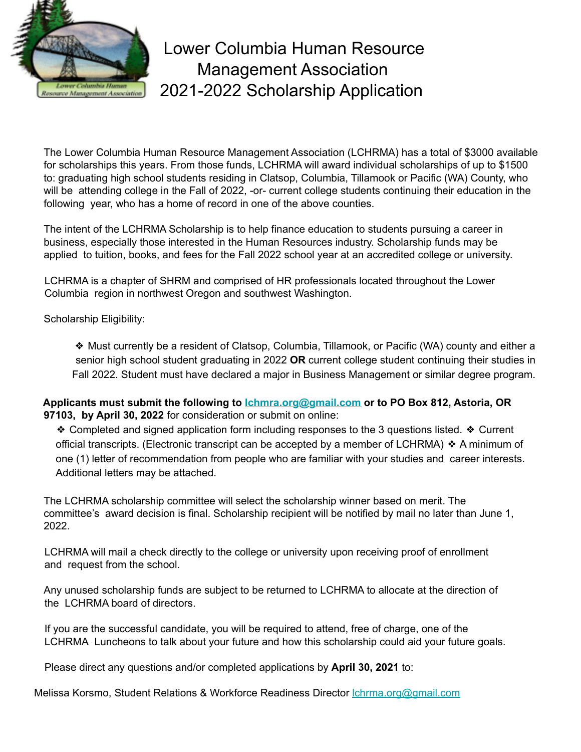# Lower Columbia Human Resource Management Association 2021-2022 Scholarship Application

The Lower Columbia Human Resource Management Association (LCHRMA) has a total of $3000 available for scholarships this years. From those funds, LCHRMA will award individual scholarships of up to $1500 to: graduating high school students residing in Clatsop, Columbia, Tillamook or Pacific (WA) County, who will be attending college in the Fall of 2022, -or- current college students continuing their education in the following year, who has a home of record in one of the above counties.

The intent of the LCHRMA Scholarship is to help finance education to students pursuing a career in business, especially those interested in the Human Resources industry. Scholarship funds may be applied to tuition, books, and fees for the Fall 2022 school year at an accredited college or university.

LCHRMA is a chapter of SHRM and comprised of HR professionals located throughout the Lower Columbia region in northwest Oregon and southwest Washington.

Scholarship Eligibility:

- Must currently be a resident of Clatsop, Columbia, Tillamook, or Pacific (WA) county and either a senior high school student graduating in 2022 **OR** current college student continuing their studies in Fall 2022. Student must have declared a major in Business Management or similar degree program.

**Applicants must submit the following to lchmra.org@gmail.com or to PO Box 812, Astoria, OR 97103, by April 30, 2022** for consideration or submit on online:

- Completed and signed application form including responses to the 3 questions listed.
- Current official transcripts. (Electronic transcript can be accepted by a member of LCHRMA)
- A minimum of one (1) letter of recommendation from people who are familiar with your studies and career interests. Additional letters may be attached.

The LCHRMA scholarship committee will select the scholarship winner based on merit. The committee's award decision is final. Scholarship recipient will be notified by mail no later than June 1, 2022.

LCHRMA will mail a check directly to the college or university upon receiving proof of enrollment and request from the school.

Any unused scholarship funds are subject to be returned to LCHRMA to allocate at the direction of the LCHRMA board of directors.

If you are the successful candidate, you will be required to attend, free of charge, one of the LCHRMA Luncheons to talk about your future and how this scholarship could aid your future goals.

Please direct any questions and/or completed applications by **April 30, 2021** to:

Melissa Korsmo, Student Relations & Workforce Readiness Director lchrma.org@gmail.com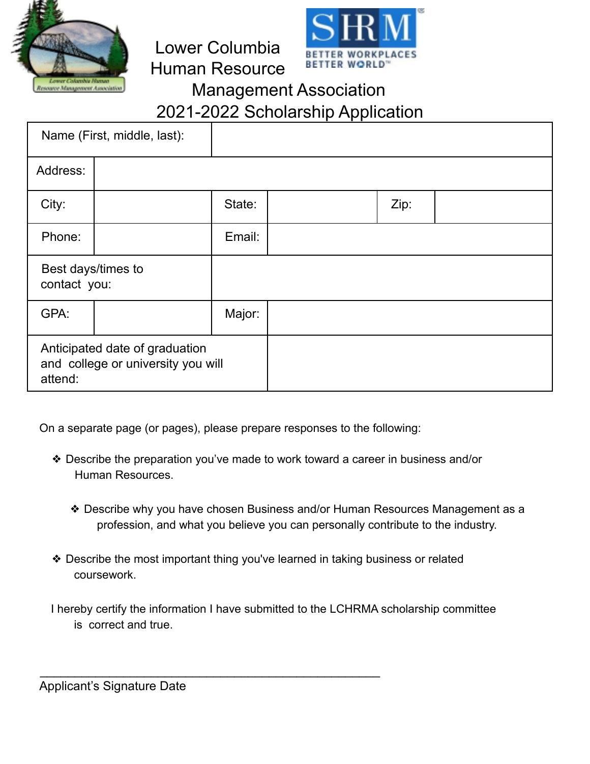# Lower Columbia Human Resource Management Association 2021-2022 Scholarship Application

| | | | | | |
|---|---|---|---|---|---|
| Name (First, middle, last): | | | | | |
| Address: | | | | | |
| City: | | State: | | Zip: | |
| Phone: | | Email: | | | |
| Best days/times to contact you: | | | | | |
| GPA: | | Major: | | | |
| Anticipated date of graduation and college or university you will attend: | | | | | |

On a separate page (or pages), please prepare responses to the following:

- Describe the preparation you've made to work toward a career in business and/or Human Resources.
- Describe why you have chosen Business and/or Human Resources Management as a profession, and what you believe you can personally contribute to the industry.
- Describe the most important thing you've learned in taking business or related coursework.

I hereby certify the information I have submitted to the LCHRMA scholarship committee is correct and true.

\_\_\_\_\_\_\_\_\_\_\_\_\_\_\_\_\_\_\_\_\_\_\_\_\_\_\_\_\_\_\_\_\_\_\_\_\_\_\_\_\_\_\_\_\_\_\_\_

Applicant's Signature Date